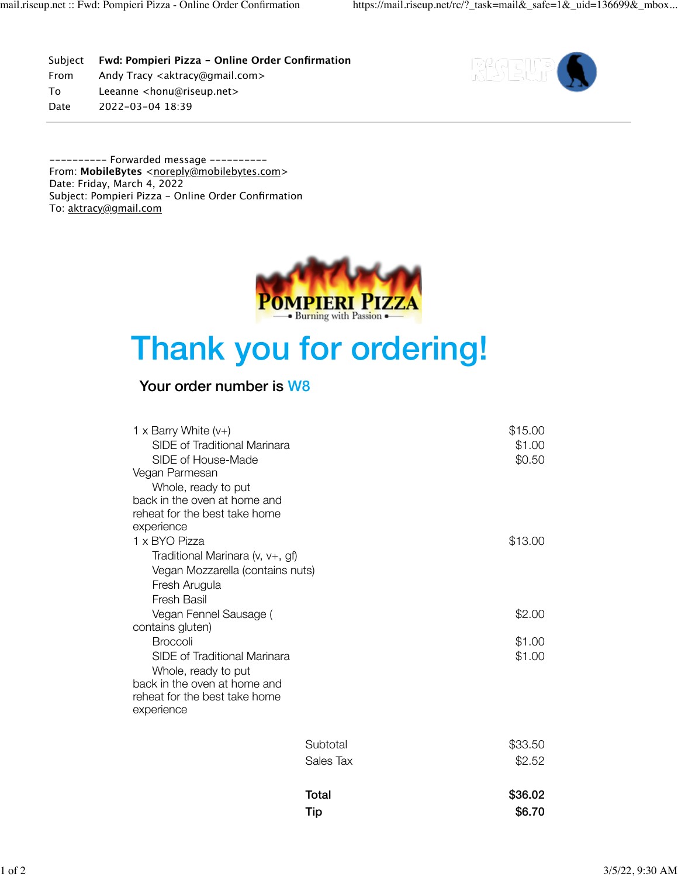| | |
|---|---|
| Subject | **Fwd: Pompieri Pizza - Online Order Confirmation** |
| From | Andy Tracy <aktracy@gmail.com> |
| To | Leeanne <honu@riseup.net> |
| Date | 2022-03-04 18:39 |

---------- Forwarded message ----------
From: **MobileBytes** <noreply@mobilebytes.com>
Date: Friday, March 4, 2022
Subject: Pompieri Pizza - Online Order Confirmation
To: aktracy@gmail.com

POMPIERI PIZZA
Burning with Passion

# Thank you for ordering!

### Your order number is W8

| Item | Price |
|---|---|
| 1 x Barry White (v+) | $15.00 |
| SIDE of Traditional Marinara | $1.00 |
| SIDE of House-Made Vegan Parmesan | $0.50 |
| Whole, ready to put back in the oven at home and reheat for the best take home experience | |
| 1 x BYO Pizza | $13.00 |
| Traditional Marinara (v, v+, gf) | |
| Vegan Mozzarella (contains nuts) | |
| Fresh Arugula | |
| Fresh Basil | |
| Vegan Fennel Sausage ( contains gluten) | $2.00 |
| Broccoli | $1.00 |
| SIDE of Traditional Marinara | $1.00 |
| Whole, ready to put back in the oven at home and reheat for the best take home experience | |

| | |
|---|---|
| Subtotal | $33.50 |
| Sales Tax | $2.52 |
| **Total** | **$36.02** |
| **Tip** | **$6.70** |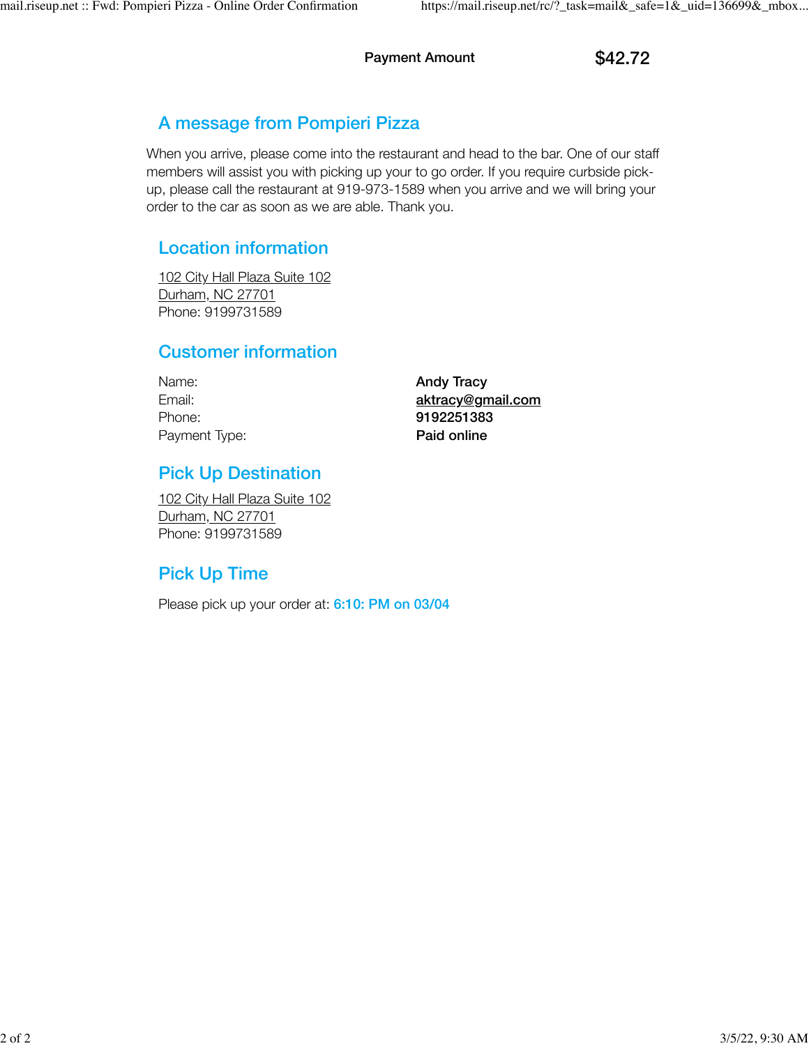| | |
|---|---|
| Payment Amount | $42.72 |

## A message from Pompieri Pizza

When you arrive, please come into the restaurant and head to the bar. One of our staff members will assist you with picking up your to go order. If you require curbside pick-up, please call the restaurant at 919-973-1589 when you arrive and we will bring your order to the car as soon as we are able. Thank you.

## Location information

102 City Hall Plaza Suite 102
Durham, NC 27701
Phone: 9199731589

## Customer information

| | |
|---|---|
| Name: | **Andy Tracy** |
| Email: | **aktracy@gmail.com** |
| Phone: | **9192251383** |
| Payment Type: | **Paid online** |

## Pick Up Destination

102 City Hall Plaza Suite 102
Durham, NC 27701
Phone: 9199731589

## Pick Up Time

Please pick up your order at: **6:10: PM on 03/04**